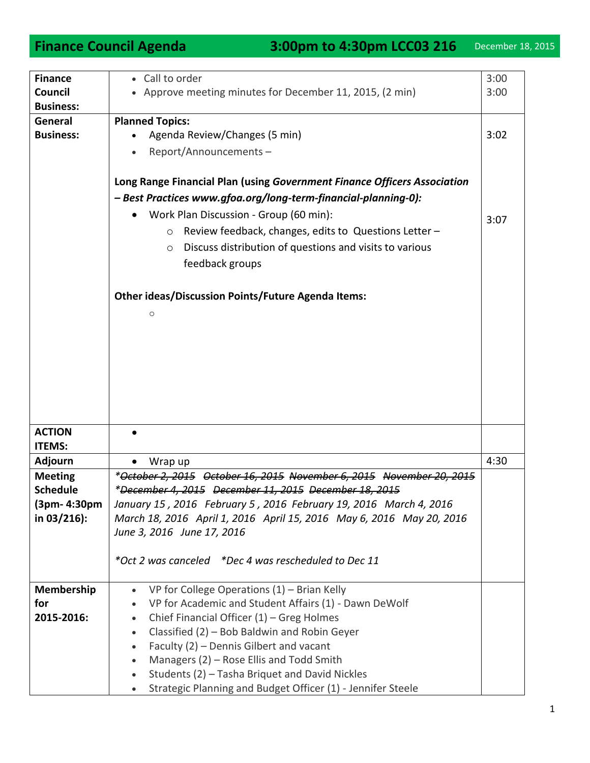# Finance Council Agenda 3:00pm to 4:30pm LCC03 216 December 18, 2015

| | | |
|---|---|---|
| **Finance Council Business:** | • Call to order<br>• Approve meeting minutes for December 11, 2015, (2 min) | 3:00<br>3:00 |
| **General Business:** | **Planned Topics:**<br>• Agenda Review/Changes (5 min)<br>• Report/Announcements –<br><br>**Long Range Financial Plan (using *Government Finance Officers Association – Best Practices www.gfoa.org/long-term-financial-planning-0*):**<br>• Work Plan Discussion - Group (60 min):<br>  ○ Review feedback, changes, edits to Questions Letter –<br>  ○ Discuss distribution of questions and visits to various feedback groups<br><br>**Other ideas/Discussion Points/Future Agenda Items:**<br>  ○ | <br>3:02<br><br><br><br><br>3:07 |
| **ACTION ITEMS:** | • | |
| **Adjourn** | • Wrap up | 4:30 |
| **Meeting Schedule (3pm- 4:30pm in 03/216):** | *~~\*October 2, 2015~~ ~~October 16, 2015~~ ~~November 6, 2015~~ ~~November 20, 2015~~*<br>*~~\*December 4, 2015~~ ~~December 11, 2015~~ ~~December 18, 2015~~*<br>*January 15 , 2016 February 5 , 2016 February 19, 2016 March 4, 2016*<br>*March 18, 2016 April 1, 2016 April 15, 2016 May 6, 2016 May 20, 2016*<br>*June 3, 2016 June 17, 2016*<br><br>*\*Oct 2 was canceled \*Dec 4 was rescheduled to Dec 11* | |
| **Membership for 2015-2016:** | • VP for College Operations (1) – Brian Kelly<br>• VP for Academic and Student Affairs (1) - Dawn DeWolf<br>• Chief Financial Officer (1) – Greg Holmes<br>• Classified (2) – Bob Baldwin and Robin Geyer<br>• Faculty (2) – Dennis Gilbert and vacant<br>• Managers (2) – Rose Ellis and Todd Smith<br>• Students (2) – Tasha Briquet and David Nickles<br>• Strategic Planning and Budget Officer (1) - Jennifer Steele | |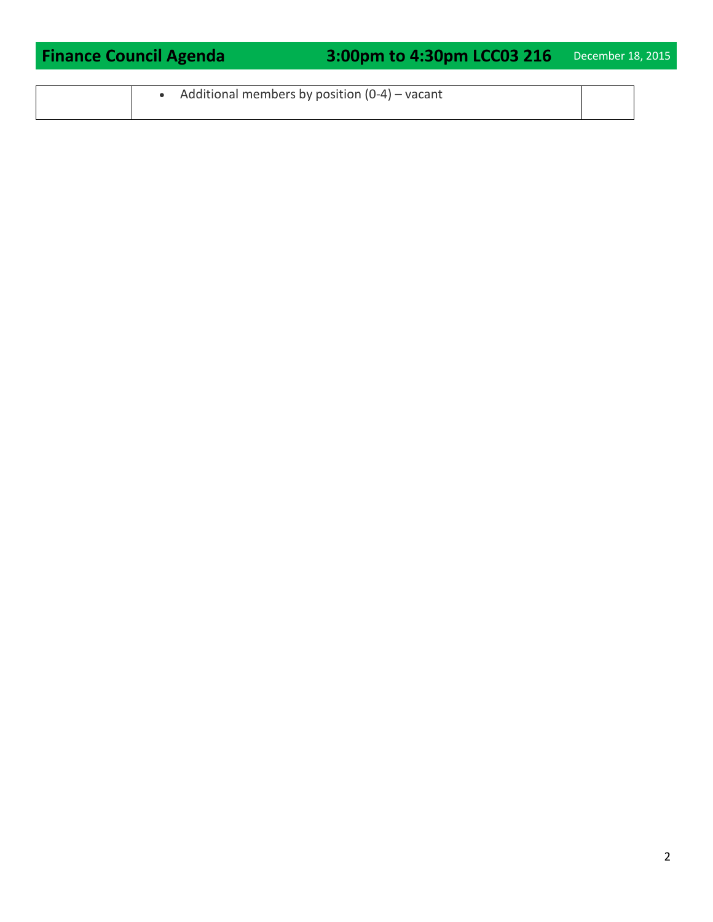| | | |
|---|---|---|
| | • Additional members by position (0-4) – vacant | |